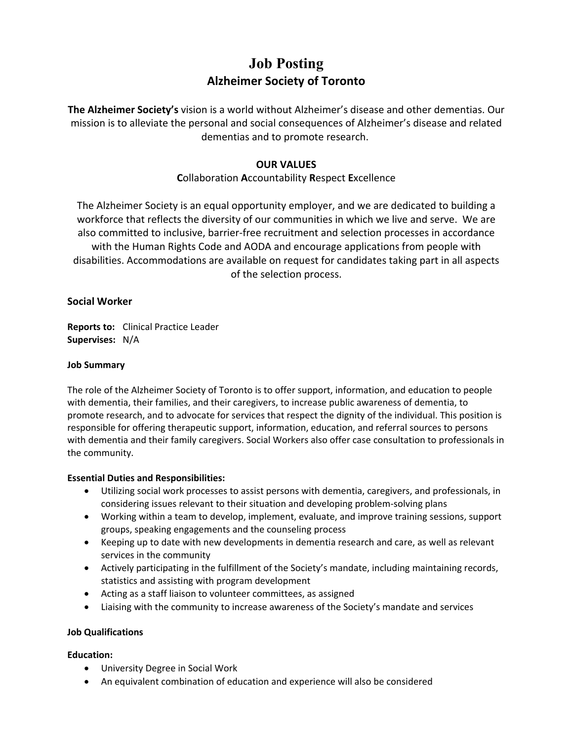# Job Posting

## Alzheimer Society of Toronto

**The Alzheimer Society's** vision is a world without Alzheimer's disease and other dementias. Our mission is to alleviate the personal and social consequences of Alzheimer's disease and related dementias and to promote research.

**OUR VALUES**

**C**ollaboration **A**ccountability **R**espect **E**xcellence

The Alzheimer Society is an equal opportunity employer, and we are dedicated to building a workforce that reflects the diversity of our communities in which we live and serve. We are also committed to inclusive, barrier-free recruitment and selection processes in accordance with the Human Rights Code and AODA and encourage applications from people with disabilities. Accommodations are available on request for candidates taking part in all aspects of the selection process.

### Social Worker

**Reports to:** Clinical Practice Leader
**Supervises:** N/A

**Job Summary**

The role of the Alzheimer Society of Toronto is to offer support, information, and education to people with dementia, their families, and their caregivers, to increase public awareness of dementia, to promote research, and to advocate for services that respect the dignity of the individual. This position is responsible for offering therapeutic support, information, education, and referral sources to persons with dementia and their family caregivers. Social Workers also offer case consultation to professionals in the community.

**Essential Duties and Responsibilities:**

- Utilizing social work processes to assist persons with dementia, caregivers, and professionals, in considering issues relevant to their situation and developing problem-solving plans
- Working within a team to develop, implement, evaluate, and improve training sessions, support groups, speaking engagements and the counseling process
- Keeping up to date with new developments in dementia research and care, as well as relevant services in the community
- Actively participating in the fulfillment of the Society's mandate, including maintaining records, statistics and assisting with program development
- Acting as a staff liaison to volunteer committees, as assigned
- Liaising with the community to increase awareness of the Society's mandate and services

**Job Qualifications**

**Education:**

- University Degree in Social Work
- An equivalent combination of education and experience will also be considered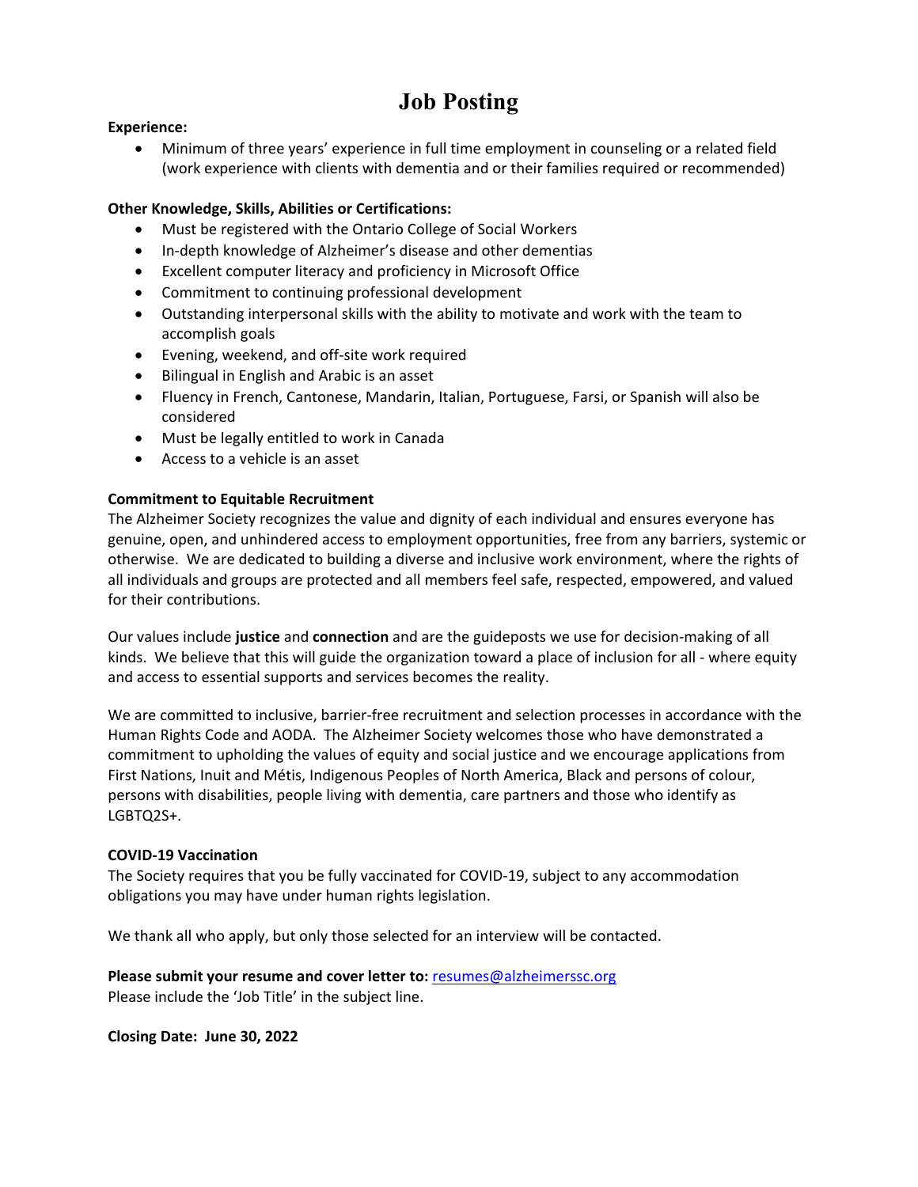# Job Posting

**Experience:**

- Minimum of three years' experience in full time employment in counseling or a related field (work experience with clients with dementia and or their families required or recommended)

**Other Knowledge, Skills, Abilities or Certifications:**

- Must be registered with the Ontario College of Social Workers
- In-depth knowledge of Alzheimer's disease and other dementias
- Excellent computer literacy and proficiency in Microsoft Office
- Commitment to continuing professional development
- Outstanding interpersonal skills with the ability to motivate and work with the team to accomplish goals
- Evening, weekend, and off-site work required
- Bilingual in English and Arabic is an asset
- Fluency in French, Cantonese, Mandarin, Italian, Portuguese, Farsi, or Spanish will also be considered
- Must be legally entitled to work in Canada
- Access to a vehicle is an asset

**Commitment to Equitable Recruitment**

The Alzheimer Society recognizes the value and dignity of each individual and ensures everyone has genuine, open, and unhindered access to employment opportunities, free from any barriers, systemic or otherwise. We are dedicated to building a diverse and inclusive work environment, where the rights of all individuals and groups are protected and all members feel safe, respected, empowered, and valued for their contributions.

Our values include **justice** and **connection** and are the guideposts we use for decision-making of all kinds. We believe that this will guide the organization toward a place of inclusion for all - where equity and access to essential supports and services becomes the reality.

We are committed to inclusive, barrier-free recruitment and selection processes in accordance with the Human Rights Code and AODA. The Alzheimer Society welcomes those who have demonstrated a commitment to upholding the values of equity and social justice and we encourage applications from First Nations, Inuit and Métis, Indigenous Peoples of North America, Black and persons of colour, persons with disabilities, people living with dementia, care partners and those who identify as LGBTQ2S+.

**COVID-19 Vaccination**

The Society requires that you be fully vaccinated for COVID-19, subject to any accommodation obligations you may have under human rights legislation.

We thank all who apply, but only those selected for an interview will be contacted.

**Please submit your resume and cover letter to:** resumes@alzheimerssc.org
Please include the 'Job Title' in the subject line.

**Closing Date: June 30, 2022**